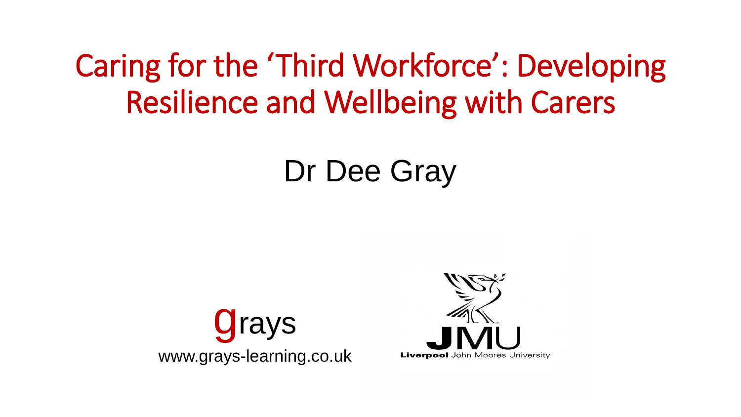# Caring for the 'Third Workforce': Developing Resilience and Wellbeing with Carers

Dr Dee Gray

grays

www.grays-learning.co.uk

LJMU

Liverpool John Moores University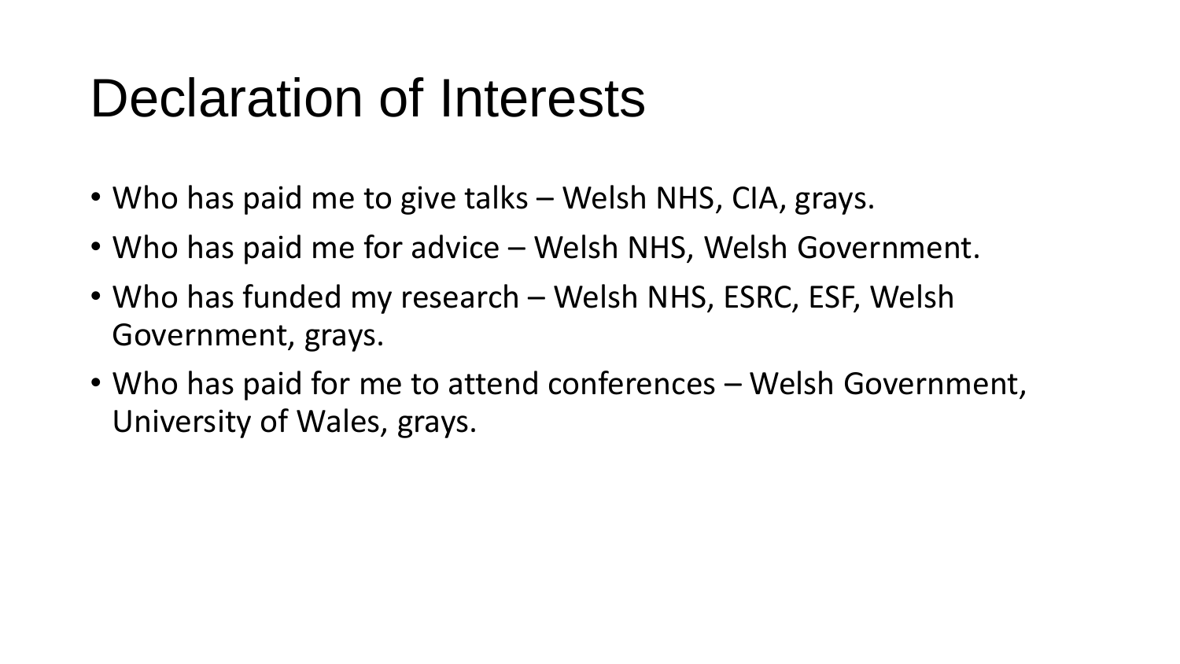# Declaration of Interests

- Who has paid me to give talks – Welsh NHS, CIA, grays.
- Who has paid me for advice – Welsh NHS, Welsh Government.
- Who has funded my research – Welsh NHS, ESRC, ESF, Welsh Government, grays.
- Who has paid for me to attend conferences – Welsh Government, University of Wales, grays.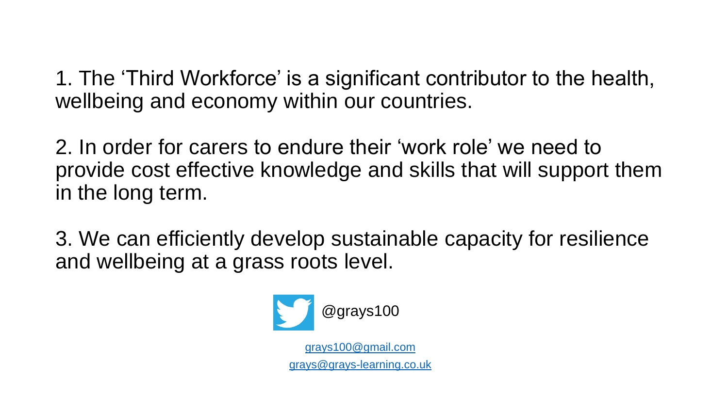1. The ‘Third Workforce’ is a significant contributor to the health, wellbeing and economy within our countries.

2. In order for carers to endure their ‘work role’ we need to provide cost effective knowledge and skills that will support them in the long term.

3. We can efficiently develop sustainable capacity for resilience and wellbeing at a grass roots level.

@grays100

grays100@gmail.com

grays@grays-learning.co.uk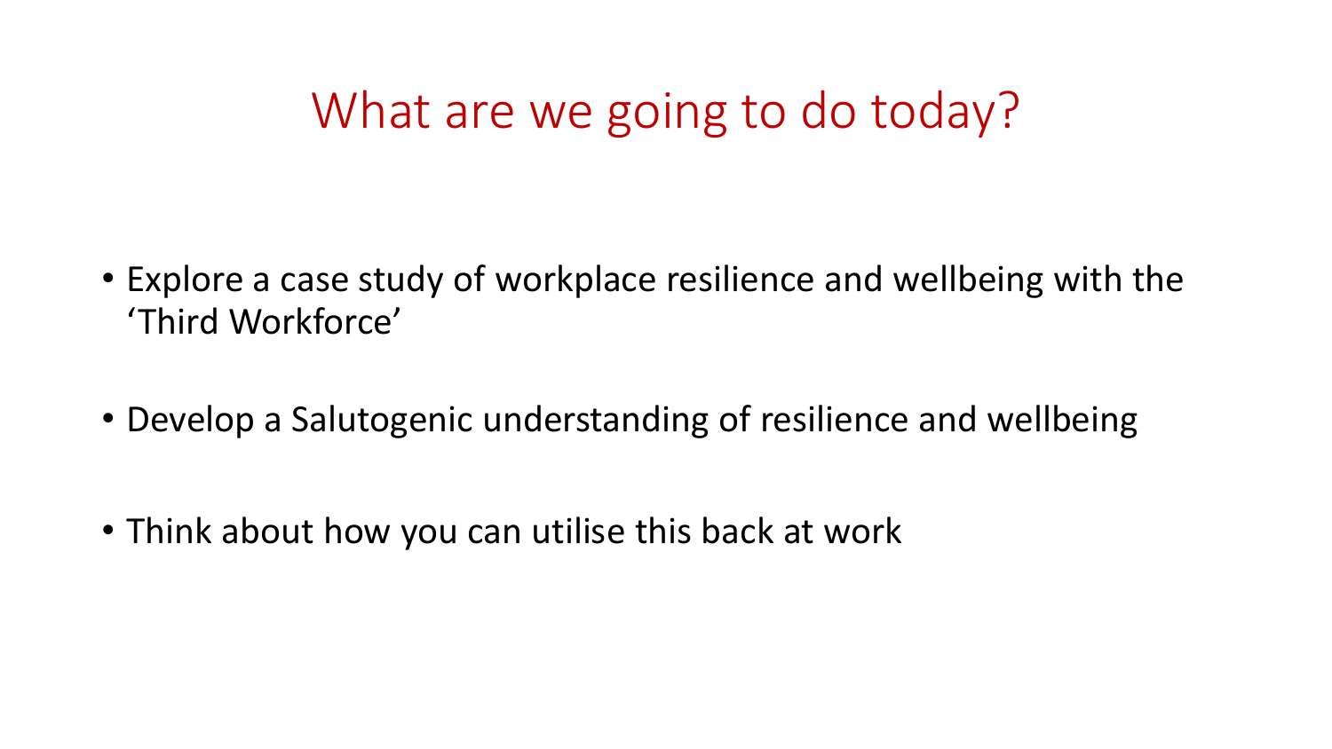# What are we going to do today?

- Explore a case study of workplace resilience and wellbeing with the 'Third Workforce'
- Develop a Salutogenic understanding of resilience and wellbeing
- Think about how you can utilise this back at work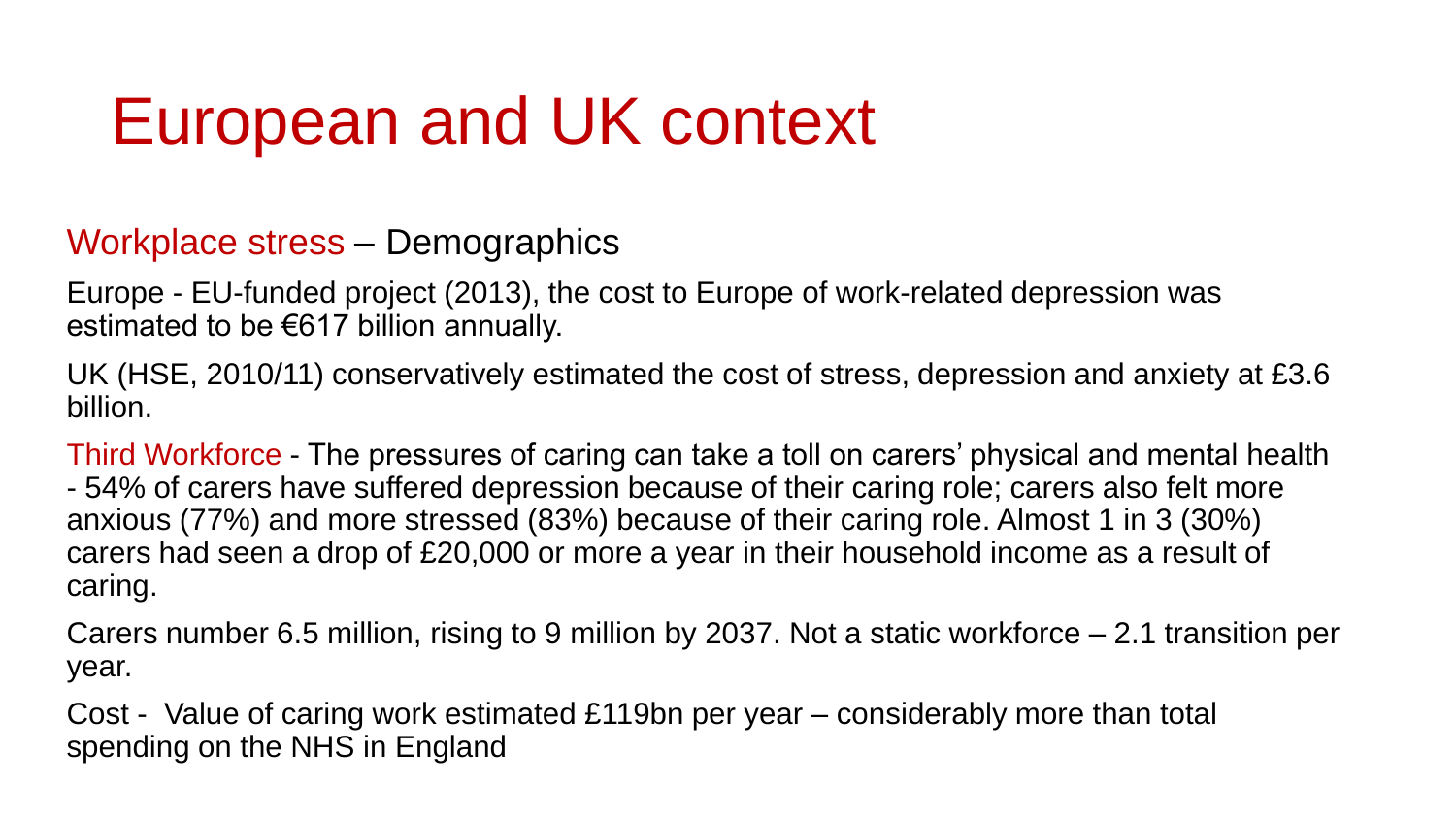# European and UK context

Workplace stress – Demographics

Europe - EU-funded project (2013), the cost to Europe of work-related depression was estimated to be €617 billion annually.

UK (HSE, 2010/11) conservatively estimated the cost of stress, depression and anxiety at £3.6 billion.

Third Workforce - The pressures of caring can take a toll on carers' physical and mental health - 54% of carers have suffered depression because of their caring role; carers also felt more anxious (77%) and more stressed (83%) because of their caring role. Almost 1 in 3 (30%) carers had seen a drop of £20,000 or more a year in their household income as a result of caring.

Carers number 6.5 million, rising to 9 million by 2037. Not a static workforce – 2.1 transition per year.

Cost - Value of caring work estimated £119bn per year – considerably more than total spending on the NHS in England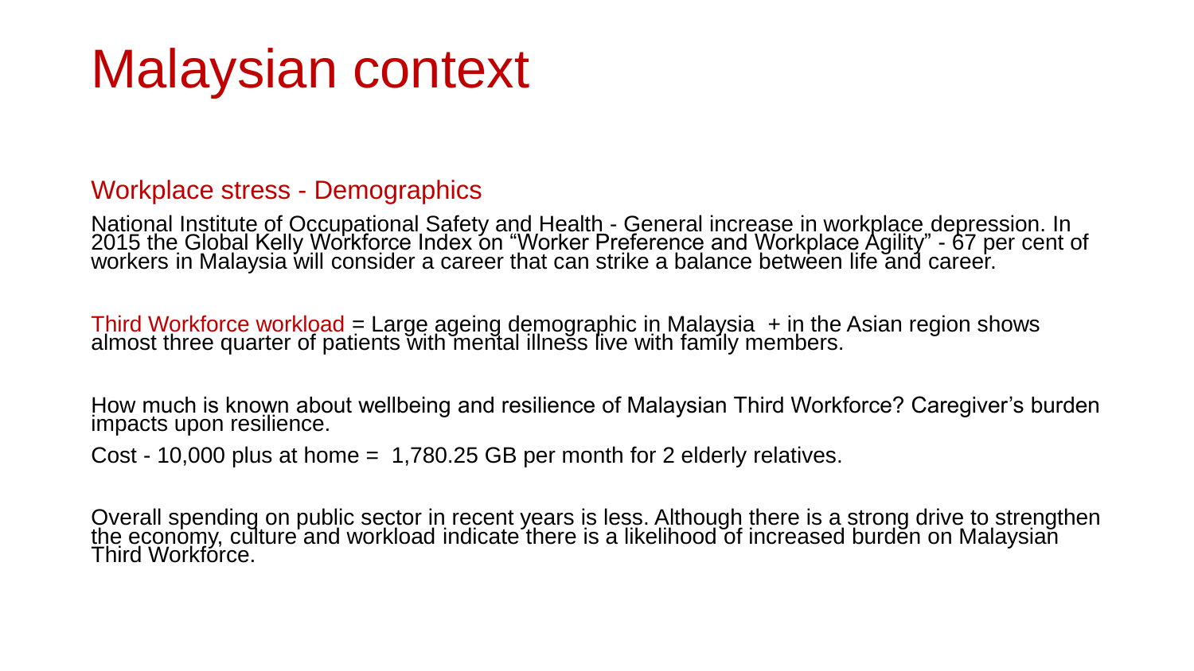# Malaysian context

## Workplace stress - Demographics

National Institute of Occupational Safety and Health - General increase in workplace depression. In 2015 the Global Kelly Workforce Index on "Worker Preference and Workplace Agility" - 67 per cent of workers in Malaysia will consider a career that can strike a balance between life and career.

Third Workforce workload = Large ageing demographic in Malaysia + in the Asian region shows almost three quarter of patients with mental illness live with family members.

How much is known about wellbeing and resilience of Malaysian Third Workforce? Caregiver's burden impacts upon resilience.

Cost - 10,000 plus at home = 1,780.25 GB per month for 2 elderly relatives.

Overall spending on public sector in recent years is less. Although there is a strong drive to strengthen the economy, culture and workload indicate there is a likelihood of increased burden on Malaysian Third Workforce.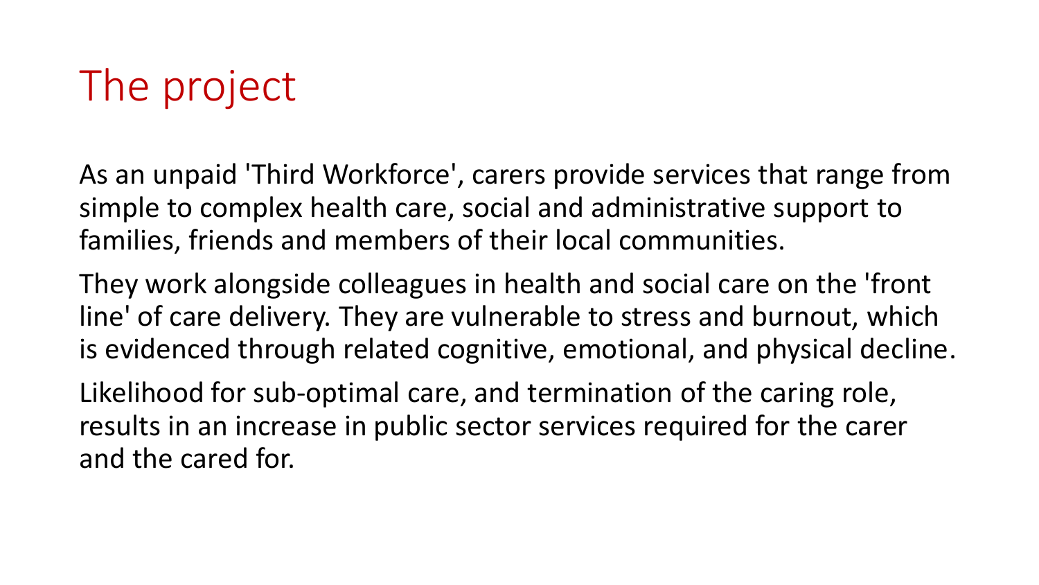# The project

As an unpaid 'Third Workforce', carers provide services that range from simple to complex health care, social and administrative support to families, friends and members of their local communities.

They work alongside colleagues in health and social care on the 'front line' of care delivery. They are vulnerable to stress and burnout, which is evidenced through related cognitive, emotional, and physical decline.

Likelihood for sub-optimal care, and termination of the caring role, results in an increase in public sector services required for the carer and the cared for.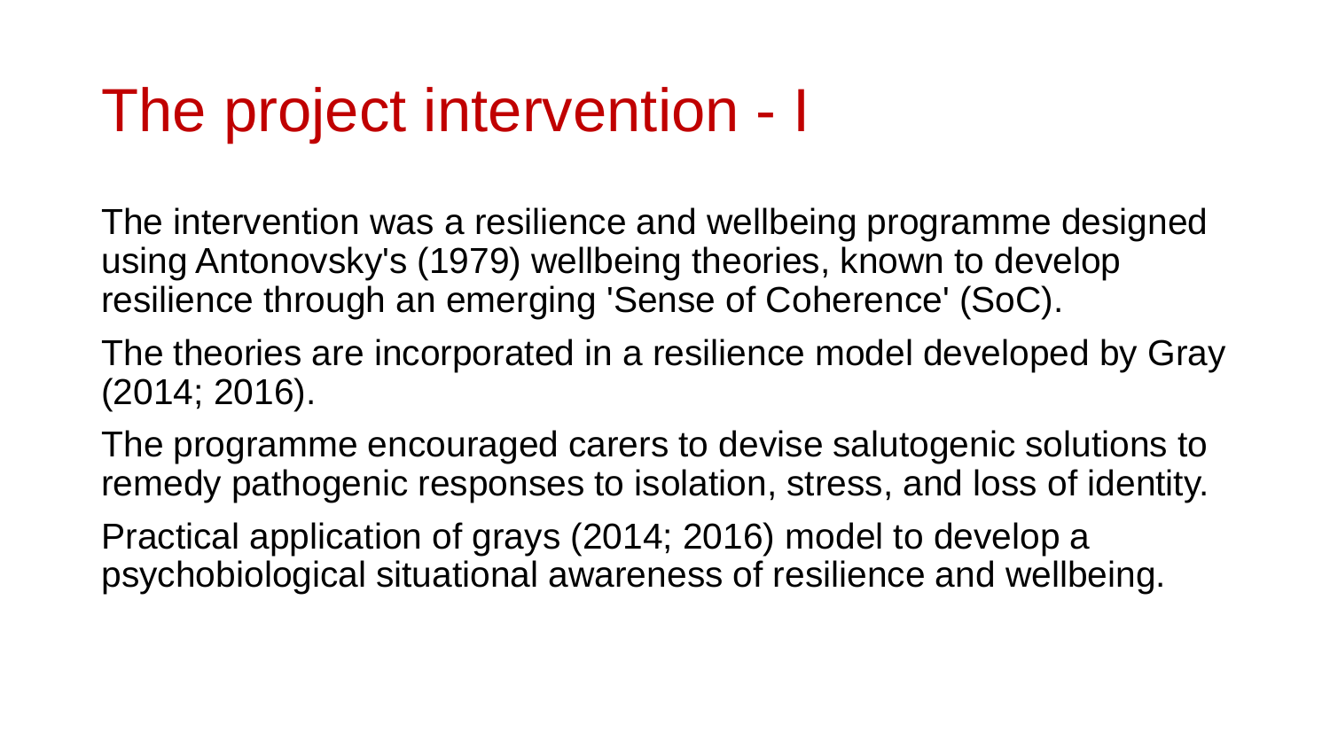# The project intervention - I

The intervention was a resilience and wellbeing programme designed using Antonovsky's (1979) wellbeing theories, known to develop resilience through an emerging 'Sense of Coherence' (SoC).

The theories are incorporated in a resilience model developed by Gray (2014; 2016).

The programme encouraged carers to devise salutogenic solutions to remedy pathogenic responses to isolation, stress, and loss of identity.

Practical application of grays (2014; 2016) model to develop a psychobiological situational awareness of resilience and wellbeing.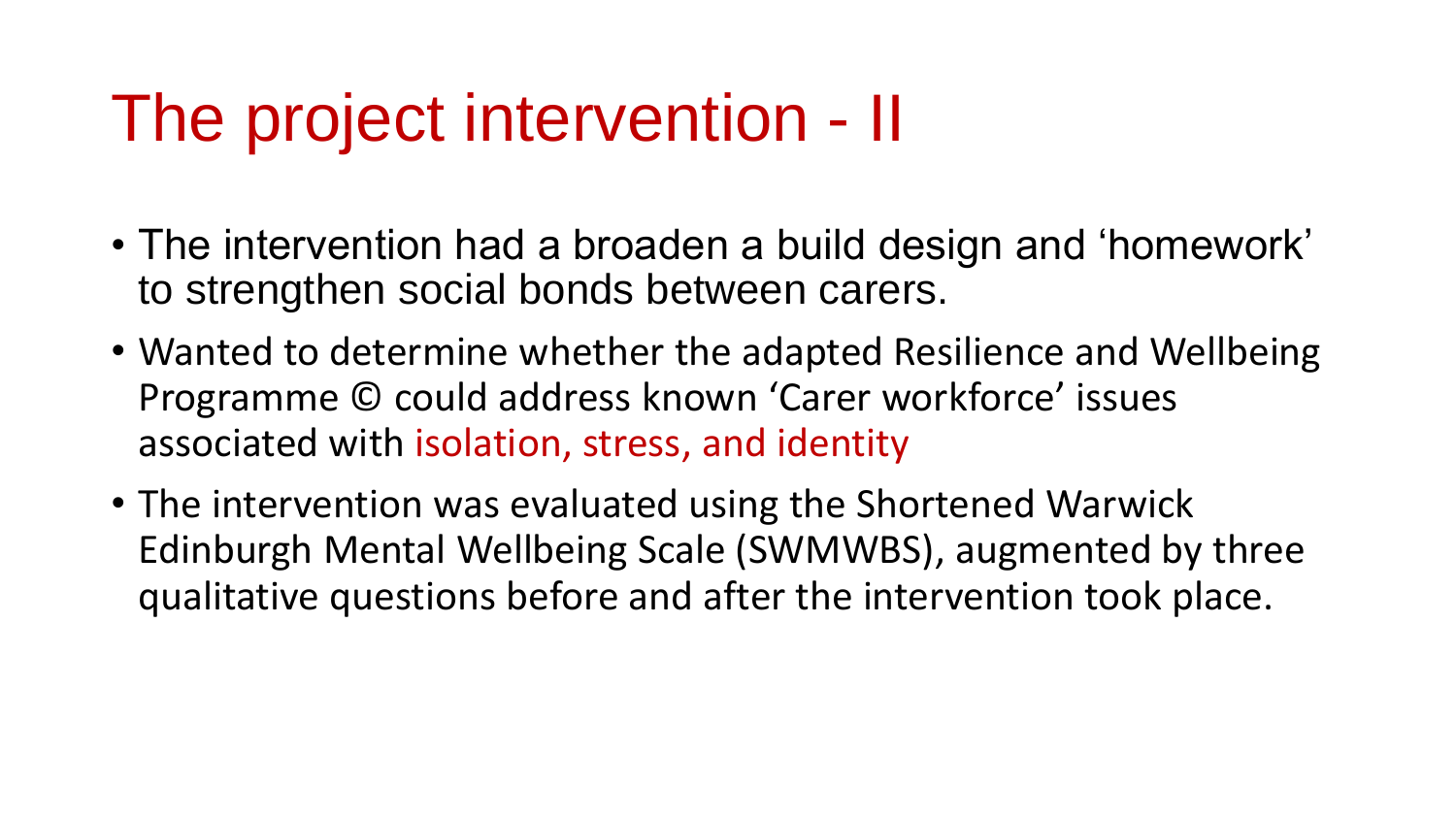# The project intervention - II

- The intervention had a broaden a build design and 'homework' to strengthen social bonds between carers.
- Wanted to determine whether the adapted Resilience and Wellbeing Programme © could address known 'Carer workforce' issues associated with isolation, stress, and identity
- The intervention was evaluated using the Shortened Warwick Edinburgh Mental Wellbeing Scale (SWMWBS), augmented by three qualitative questions before and after the intervention took place.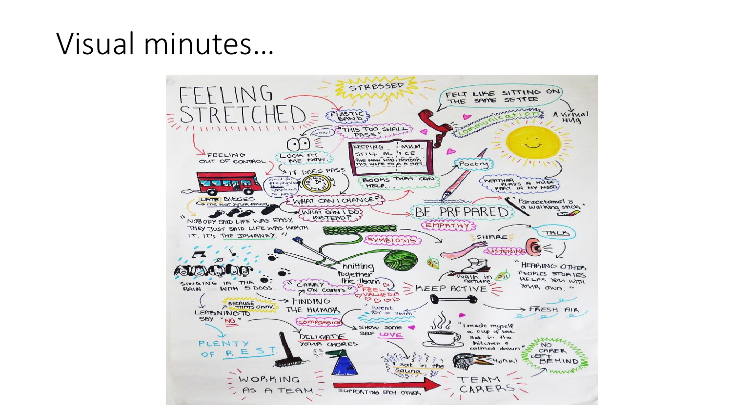# Visual minutes...

FEELING STRETCHED

STRESSED

ELASTIC BAND

FELT LIKE SITTING ON THE SAME SETTEE

communication

A virtual hug

"THIS TOO SHALL PASS"

WOW!

LOOK AT ME NOW

FEELING OUT OF CONTROL

IT DOES PASS

Wait for the physical symptoms to pass

KEEPING MUM

STILL ALICE

THE MAN WHO MISTOOK HIS WIFE FOR A HAT

BOOKS THAT CAN HELP...

Poetry

WEATHER PLAYS A HUGE PART IN MY MOOD

LATE BUSSES

IT'S NOT YOUR FAULT

WHAT CAN I CHANGE?

WHAT CAN I DO INSTEAD?

BE PREPARED

"Paracetamol & a walking stick"

"NOBODY SAID LIFE WAS EASY, THEY JUST SAID LIFE WAS WORTH IT. IT'S THE JOURNEY."

EMPATHY

SYMBIOSIS

SHARE

TALK

LISTENING

"HEARING OTHER PEOPLES STORIES HELPS YOU WITH YOUR OWN."

knitting together the team

SINGING IN THE RAIN WITH 5 DOGS

"CARRY ON carers"

FEEL VALUED

walk in nature

KEEP ACTIVE

BECAUSE THAT'S OKAY.

LEARNING TO SAY "NO"

FINDING THE HUMOR

"went for a swim"

FRESH AIR

compassion

SHOW some SELF LOVE

"I made myself a cup of tea. Sat in the kitchen & calmed down."

PLENTY OF REST

DELIGATE YOUR CHORES

I sat in the sauna

Honk!

NO CARER LEFT BEHIND

WORKING AS A TEAM

SUPPORTING EACH OTHER

TEAM CARERS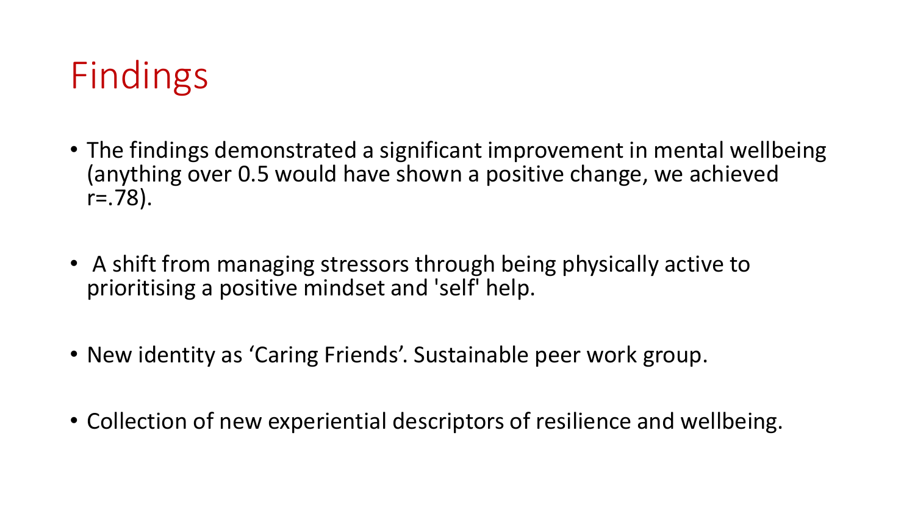# Findings

- The findings demonstrated a significant improvement in mental wellbeing (anything over 0.5 would have shown a positive change, we achieved $r=.78$).
- A shift from managing stressors through being physically active to prioritising a positive mindset and 'self' help.
- New identity as ‘Caring Friends’. Sustainable peer work group.
- Collection of new experiential descriptors of resilience and wellbeing.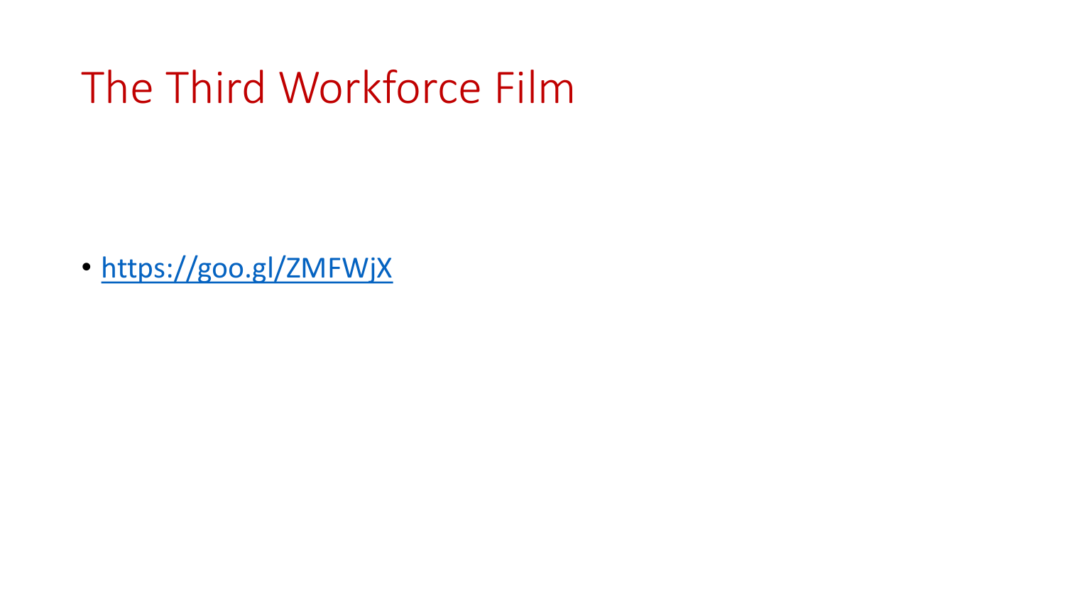# The Third Workforce Film

- https://goo.gl/ZMFWjX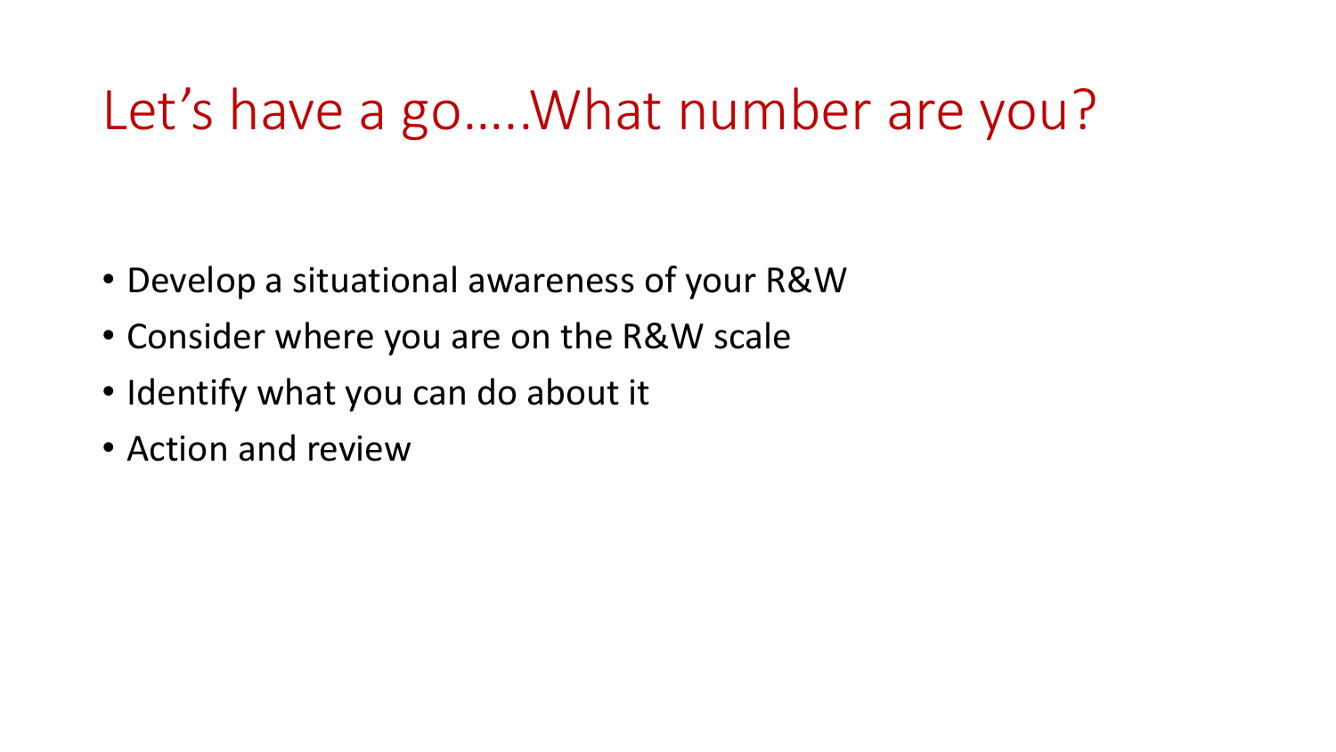# Let’s have a go…..What number are you?

- Develop a situational awareness of your R&W
- Consider where you are on the R&W scale
- Identify what you can do about it
- Action and review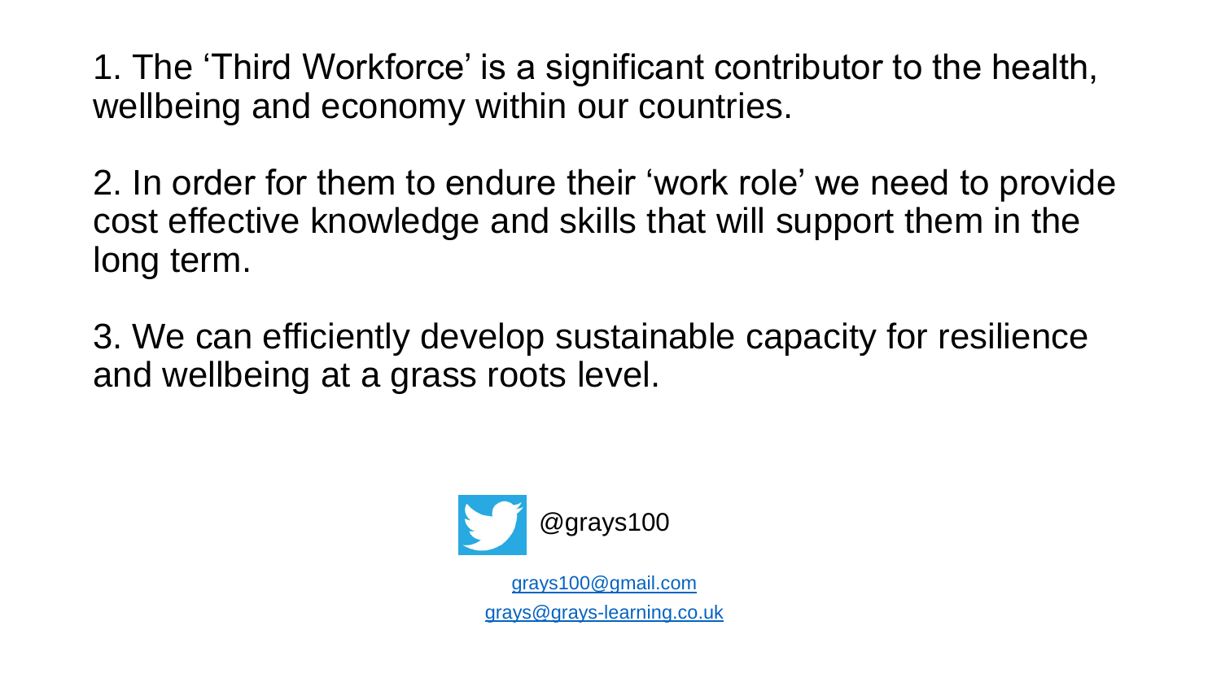1. The 'Third Workforce' is a significant contributor to the health, wellbeing and economy within our countries.

2. In order for them to endure their 'work role' we need to provide cost effective knowledge and skills that will support them in the long term.

3. We can efficiently develop sustainable capacity for resilience and wellbeing at a grass roots level.

@grays100

grays100@gmail.com

grays@grays-learning.co.uk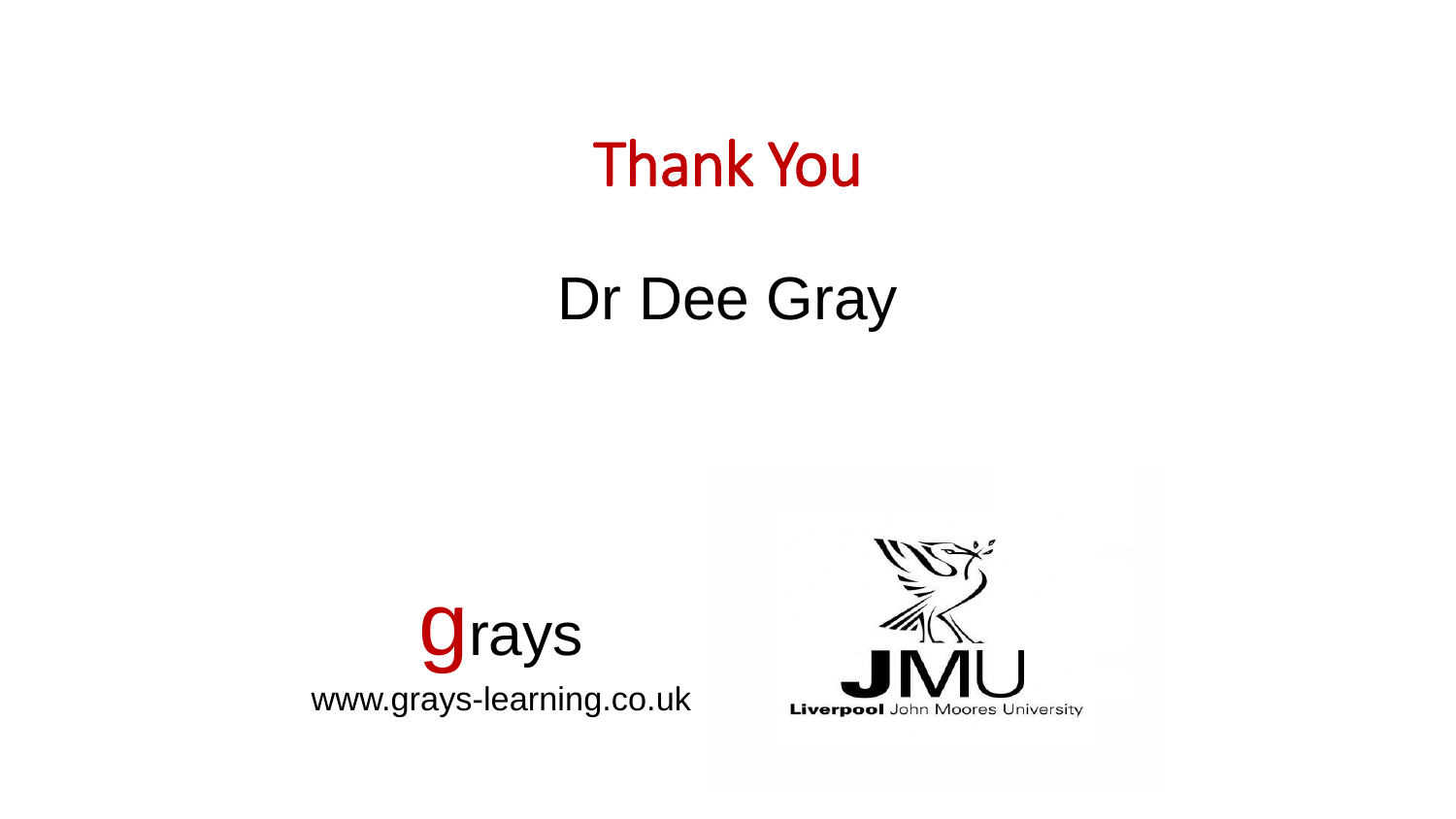# Thank You

## Dr Dee Gray

grays

www.grays-learning.co.uk

Liverpool John Moores University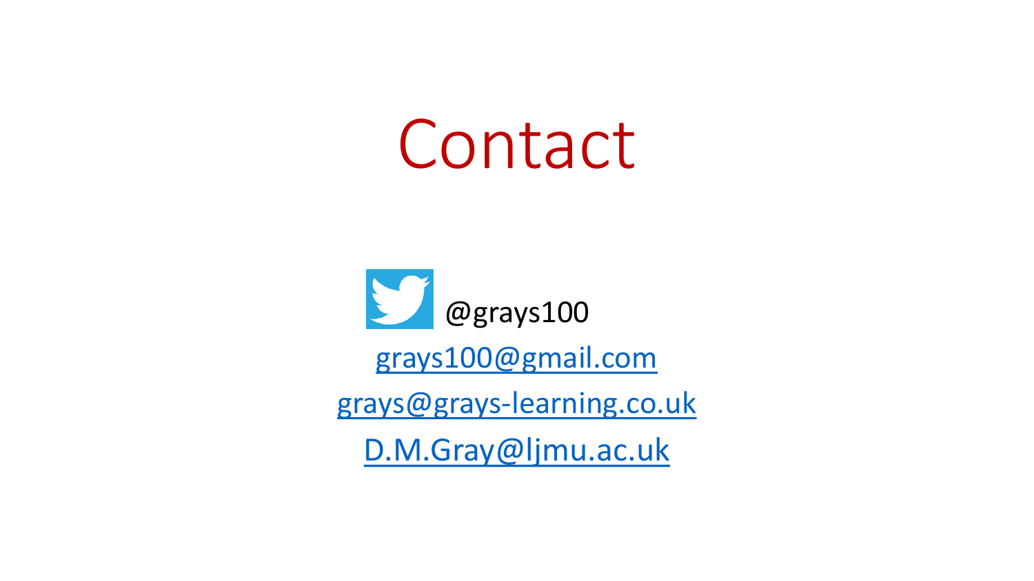# Contact

@grays100

grays100@gmail.com

grays@grays-learning.co.uk

D.M.Gray@ljmu.ac.uk